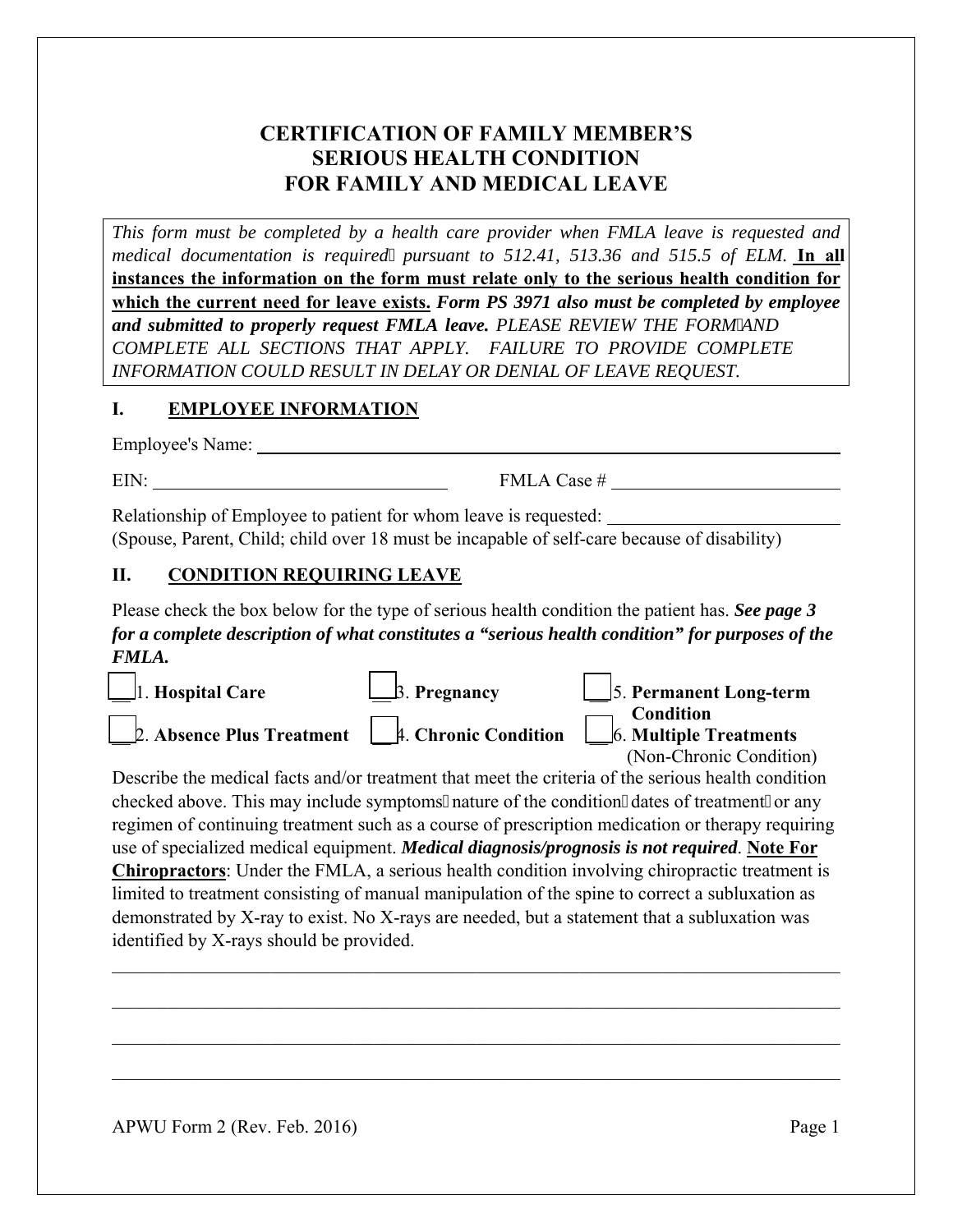# CERTIFICATION OF FAMILY MEMBER'S SERIOUS HEALTH CONDITION FOR FAMILY AND MEDICAL LEAVE

*This form must be completed by a health care provider when FMLA leave is requested and medical documentation is required, pursuant to 512.41, 513.36 and 515.5 of ELM.* **In all instances the information on the form must relate only to the serious health condition for which the current need for leave exists.** ***Form PS 3971 also must be completed by employee and submitted to properly request FMLA leave.*** *PLEASE REVIEW THE FORM AND COMPLETE ALL SECTIONS THAT APPLY. FAILURE TO PROVIDE COMPLETE INFORMATION COULD RESULT IN DELAY OR DENIAL OF LEAVE REQUEST.*

## I. EMPLOYEE INFORMATION

Employee's Name: ____________________________________________

EIN: ______________________________ FMLA Case # ______________________

Relationship of Employee to patient for whom leave is requested: ______________________
(Spouse, Parent, Child; child over 18 must be incapable of self-care because of disability)

## II. CONDITION REQUIRING LEAVE

Please check the box below for the type of serious health condition the patient has. ***See page 3 for a complete description of what constitutes a "serious health condition" for purposes of the FMLA.***

- ☐ 1. **Hospital Care**
- ☐ 2. **Absence Plus Treatment**
- ☐ 3. **Pregnancy**
- ☐ 4. **Chronic Condition**
- ☐ 5. **Permanent Long-term Condition**
- ☐ 6. **Multiple Treatments** (Non-Chronic Condition)

Describe the medical facts and/or treatment that meet the criteria of the serious health condition checked above. This may include symptoms, nature of the condition, dates of treatment, or any regimen of continuing treatment such as a course of prescription medication or therapy requiring use of specialized medical equipment. ***Medical diagnosis/prognosis is not required***. **Note For Chiropractors**: Under the FMLA, a serious health condition involving chiropractic treatment is limited to treatment consisting of manual manipulation of the spine to correct a subluxation as demonstrated by X-ray to exist. No X-rays are needed, but a statement that a subluxation was identified by X-rays should be provided.

________________________________________________________________________

________________________________________________________________________

________________________________________________________________________

________________________________________________________________________

APWU Form 2 (Rev. Feb. 2016)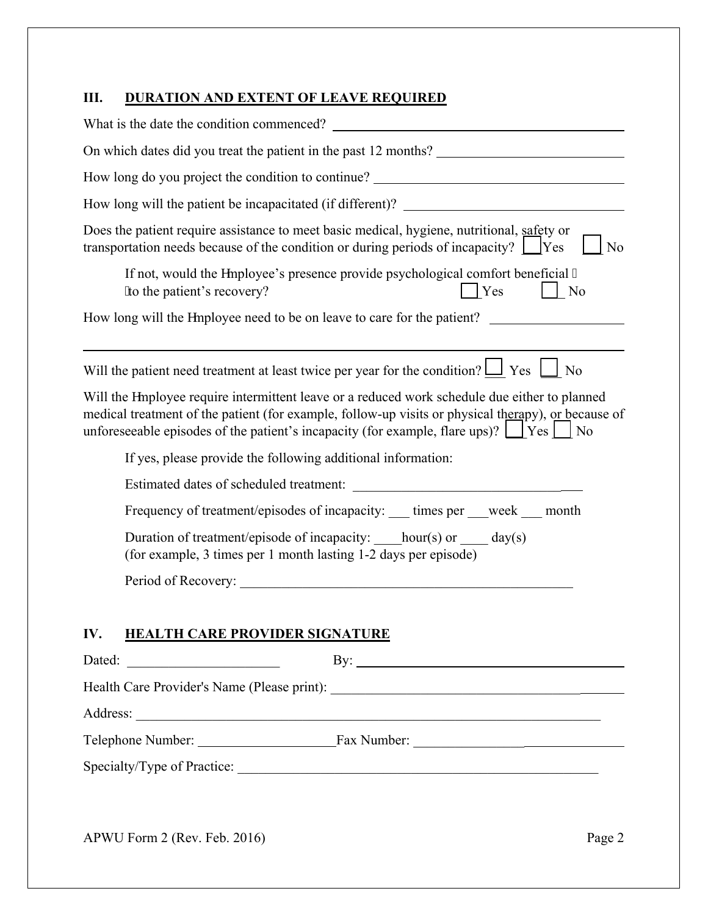## III. DURATION AND EXTENT OF LEAVE REQUIRED

What is the date the condition commenced? ______________________________

On which dates did you treat the patient in the past 12 months? ______________________________

How long do you project the condition to continue? ______________________________

How long will the patient be incapacitated (if different)? ______________________________

Does the patient require assistance to meet basic medical, hygiene, nutritional, safety or transportation needs because of the condition or during periods of incapacity? ☐ Yes ☐ No

If not, would the Employee's presence provide psychological comfort beneficial to the patient's recovery? ☐ Yes ☐ No

How long will the Employee need to be on leave to care for the patient? ______________________________

______________________________________________________________________

Will the patient need treatment at least twice per year for the condition? ☐ Yes ☐ No

Will the Employee require intermittent leave or a reduced work schedule due either to planned medical treatment of the patient (for example, follow-up visits or physical therapy), or because of unforeseeable episodes of the patient's incapacity (for example, flare ups)? ☐ Yes ☐ No

If yes, please provide the following additional information:

Estimated dates of scheduled treatment: ______________________________

Frequency of treatment/episodes of incapacity: ___ times per ___week ___ month

Duration of treatment/episode of incapacity: ____hour(s) or ____ day(s)
(for example, 3 times per 1 month lasting 1-2 days per episode)

Period of Recovery: ______________________________

## IV. HEALTH CARE PROVIDER SIGNATURE

Dated: ______________________ By: ______________________________

Health Care Provider's Name (Please print): ______________________________

Address: ______________________________

Telephone Number: ____________________ Fax Number: ______________________________

Specialty/Type of Practice: ______________________________

APWU Form 2 (Rev. Feb. 2016)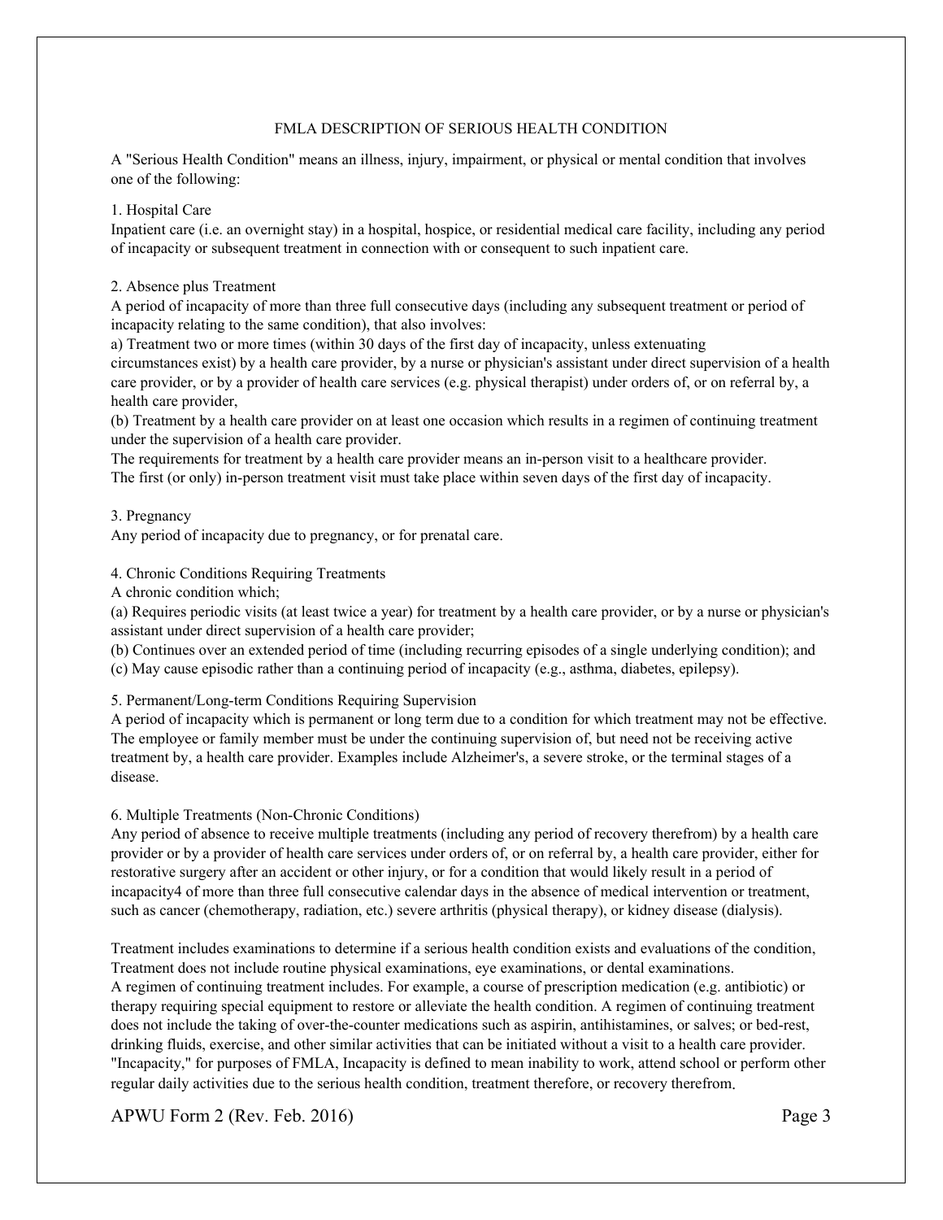# FMLA DESCRIPTION OF SERIOUS HEALTH CONDITION

A "Serious Health Condition" means an illness, injury, impairment, or physical or mental condition that involves one of the following:

1. Hospital Care
Inpatient care (i.e. an overnight stay) in a hospital, hospice, or residential medical care facility, including any period of incapacity or subsequent treatment in connection with or consequent to such inpatient care.

2. Absence plus Treatment
A period of incapacity of more than three full consecutive days (including any subsequent treatment or period of incapacity relating to the same condition), that also involves:
a) Treatment two or more times (within 30 days of the first day of incapacity, unless extenuating circumstances exist) by a health care provider, by a nurse or physician's assistant under direct supervision of a health care provider, or by a provider of health care services (e.g. physical therapist) under orders of, or on referral by, a health care provider,
(b) Treatment by a health care provider on at least one occasion which results in a regimen of continuing treatment under the supervision of a health care provider.
The requirements for treatment by a health care provider means an in-person visit to a healthcare provider.
The first (or only) in-person treatment visit must take place within seven days of the first day of incapacity.

3. Pregnancy
Any period of incapacity due to pregnancy, or for prenatal care.

4. Chronic Conditions Requiring Treatments
A chronic condition which;
(a) Requires periodic visits (at least twice a year) for treatment by a health care provider, or by a nurse or physician's assistant under direct supervision of a health care provider;
(b) Continues over an extended period of time (including recurring episodes of a single underlying condition); and
(c) May cause episodic rather than a continuing period of incapacity (e.g., asthma, diabetes, epilepsy).

5. Permanent/Long-term Conditions Requiring Supervision
A period of incapacity which is permanent or long term due to a condition for which treatment may not be effective. The employee or family member must be under the continuing supervision of, but need not be receiving active treatment by, a health care provider. Examples include Alzheimer's, a severe stroke, or the terminal stages of a disease.

6. Multiple Treatments (Non-Chronic Conditions)
Any period of absence to receive multiple treatments (including any period of recovery therefrom) by a health care provider or by a provider of health care services under orders of, or on referral by, a health care provider, either for restorative surgery after an accident or other injury, or for a condition that would likely result in a period of incapacity4 of more than three full consecutive calendar days in the absence of medical intervention or treatment, such as cancer (chemotherapy, radiation, etc.) severe arthritis (physical therapy), or kidney disease (dialysis).

Treatment includes examinations to determine if a serious health condition exists and evaluations of the condition, Treatment does not include routine physical examinations, eye examinations, or dental examinations.
A regimen of continuing treatment includes. For example, a course of prescription medication (e.g. antibiotic) or therapy requiring special equipment to restore or alleviate the health condition. A regimen of continuing treatment does not include the taking of over-the-counter medications such as aspirin, antihistamines, or salves; or bed-rest, drinking fluids, exercise, and other similar activities that can be initiated without a visit to a health care provider.
"Incapacity," for purposes of FMLA, Incapacity is defined to mean inability to work, attend school or perform other regular daily activities due to the serious health condition, treatment therefore, or recovery therefrom.

APWU Form 2 (Rev. Feb. 2016)